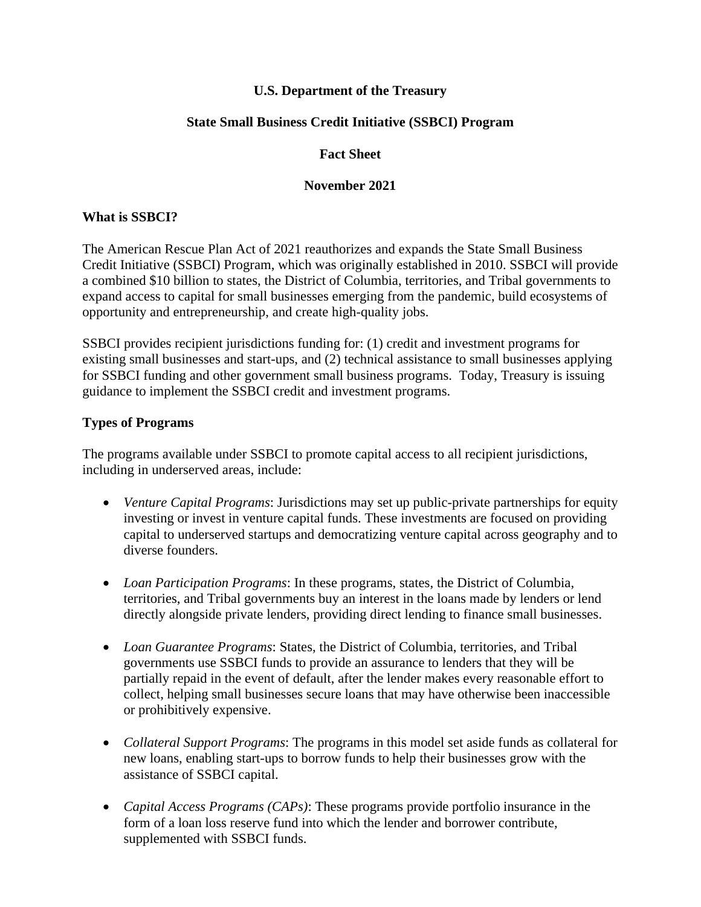**U.S. Department of the Treasury**

**State Small Business Credit Initiative (SSBCI) Program**

**Fact Sheet**

**November 2021**

**What is SSBCI?**

The American Rescue Plan Act of 2021 reauthorizes and expands the State Small Business Credit Initiative (SSBCI) Program, which was originally established in 2010. SSBCI will provide a combined $10 billion to states, the District of Columbia, territories, and Tribal governments to expand access to capital for small businesses emerging from the pandemic, build ecosystems of opportunity and entrepreneurship, and create high-quality jobs.

SSBCI provides recipient jurisdictions funding for: (1) credit and investment programs for existing small businesses and start-ups, and (2) technical assistance to small businesses applying for SSBCI funding and other government small business programs. Today, Treasury is issuing guidance to implement the SSBCI credit and investment programs.

**Types of Programs**

The programs available under SSBCI to promote capital access to all recipient jurisdictions, including in underserved areas, include:

- *Venture Capital Programs*: Jurisdictions may set up public-private partnerships for equity investing or invest in venture capital funds. These investments are focused on providing capital to underserved startups and democratizing venture capital across geography and to diverse founders.

- *Loan Participation Programs*: In these programs, states, the District of Columbia, territories, and Tribal governments buy an interest in the loans made by lenders or lend directly alongside private lenders, providing direct lending to finance small businesses.

- *Loan Guarantee Programs*: States, the District of Columbia, territories, and Tribal governments use SSBCI funds to provide an assurance to lenders that they will be partially repaid in the event of default, after the lender makes every reasonable effort to collect, helping small businesses secure loans that may have otherwise been inaccessible or prohibitively expensive.

- *Collateral Support Programs*: The programs in this model set aside funds as collateral for new loans, enabling start-ups to borrow funds to help their businesses grow with the assistance of SSBCI capital.

- *Capital Access Programs (CAPs)*: These programs provide portfolio insurance in the form of a loan loss reserve fund into which the lender and borrower contribute, supplemented with SSBCI funds.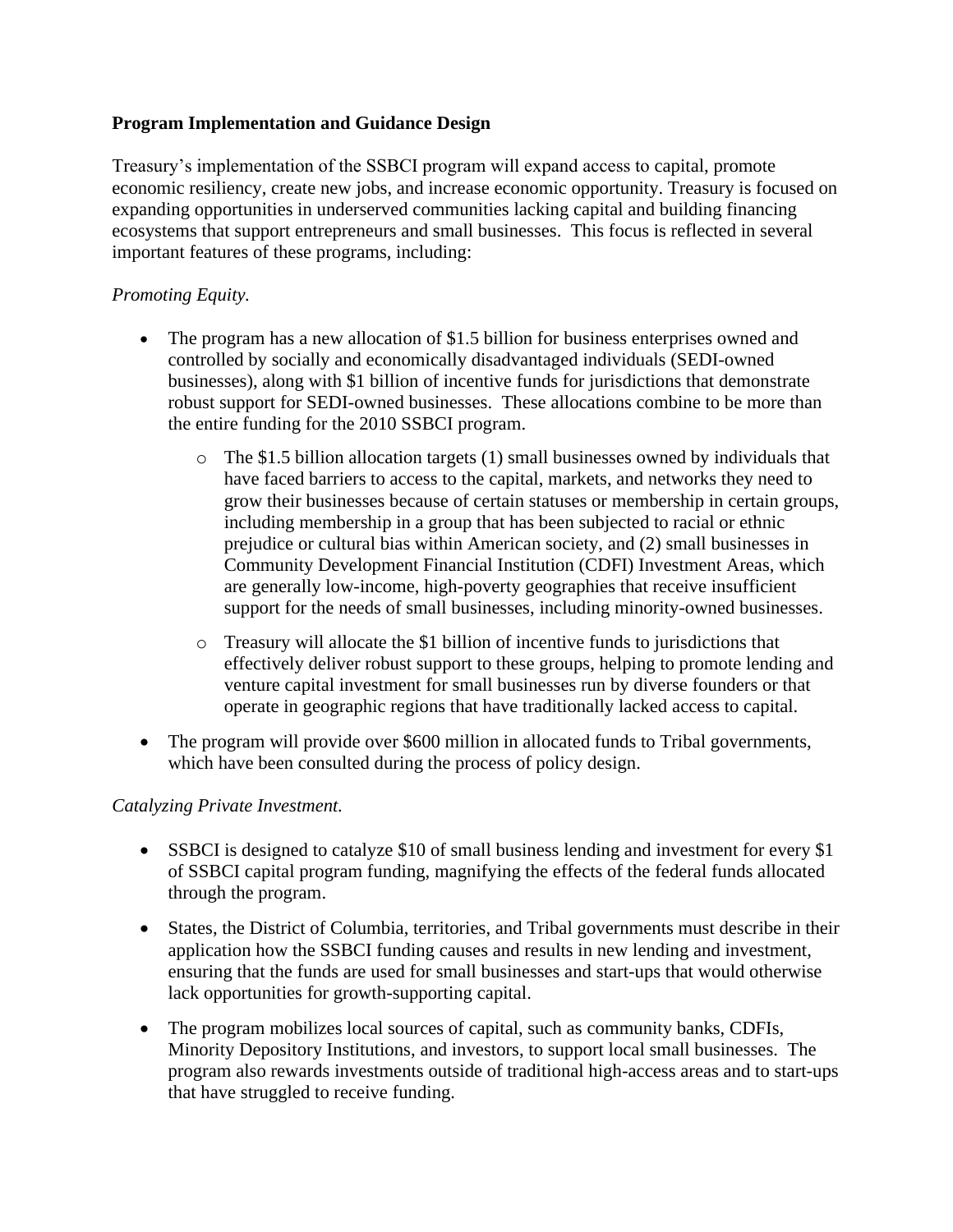**Program Implementation and Guidance Design**

Treasury's implementation of the SSBCI program will expand access to capital, promote economic resiliency, create new jobs, and increase economic opportunity. Treasury is focused on expanding opportunities in underserved communities lacking capital and building financing ecosystems that support entrepreneurs and small businesses. This focus is reflected in several important features of these programs, including:

*Promoting Equity.*

- The program has a new allocation of $1.5 billion for business enterprises owned and controlled by socially and economically disadvantaged individuals (SEDI-owned businesses), along with $1 billion of incentive funds for jurisdictions that demonstrate robust support for SEDI-owned businesses. These allocations combine to be more than the entire funding for the 2010 SSBCI program.
  - The $1.5 billion allocation targets (1) small businesses owned by individuals that have faced barriers to access to the capital, markets, and networks they need to grow their businesses because of certain statuses or membership in certain groups, including membership in a group that has been subjected to racial or ethnic prejudice or cultural bias within American society, and (2) small businesses in Community Development Financial Institution (CDFI) Investment Areas, which are generally low-income, high-poverty geographies that receive insufficient support for the needs of small businesses, including minority-owned businesses.
  - Treasury will allocate the $1 billion of incentive funds to jurisdictions that effectively deliver robust support to these groups, helping to promote lending and venture capital investment for small businesses run by diverse founders or that operate in geographic regions that have traditionally lacked access to capital.
- The program will provide over $600 million in allocated funds to Tribal governments, which have been consulted during the process of policy design.

*Catalyzing Private Investment.*

- SSBCI is designed to catalyze $10 of small business lending and investment for every $1 of SSBCI capital program funding, magnifying the effects of the federal funds allocated through the program.
- States, the District of Columbia, territories, and Tribal governments must describe in their application how the SSBCI funding causes and results in new lending and investment, ensuring that the funds are used for small businesses and start-ups that would otherwise lack opportunities for growth-supporting capital.
- The program mobilizes local sources of capital, such as community banks, CDFIs, Minority Depository Institutions, and investors, to support local small businesses. The program also rewards investments outside of traditional high-access areas and to start-ups that have struggled to receive funding.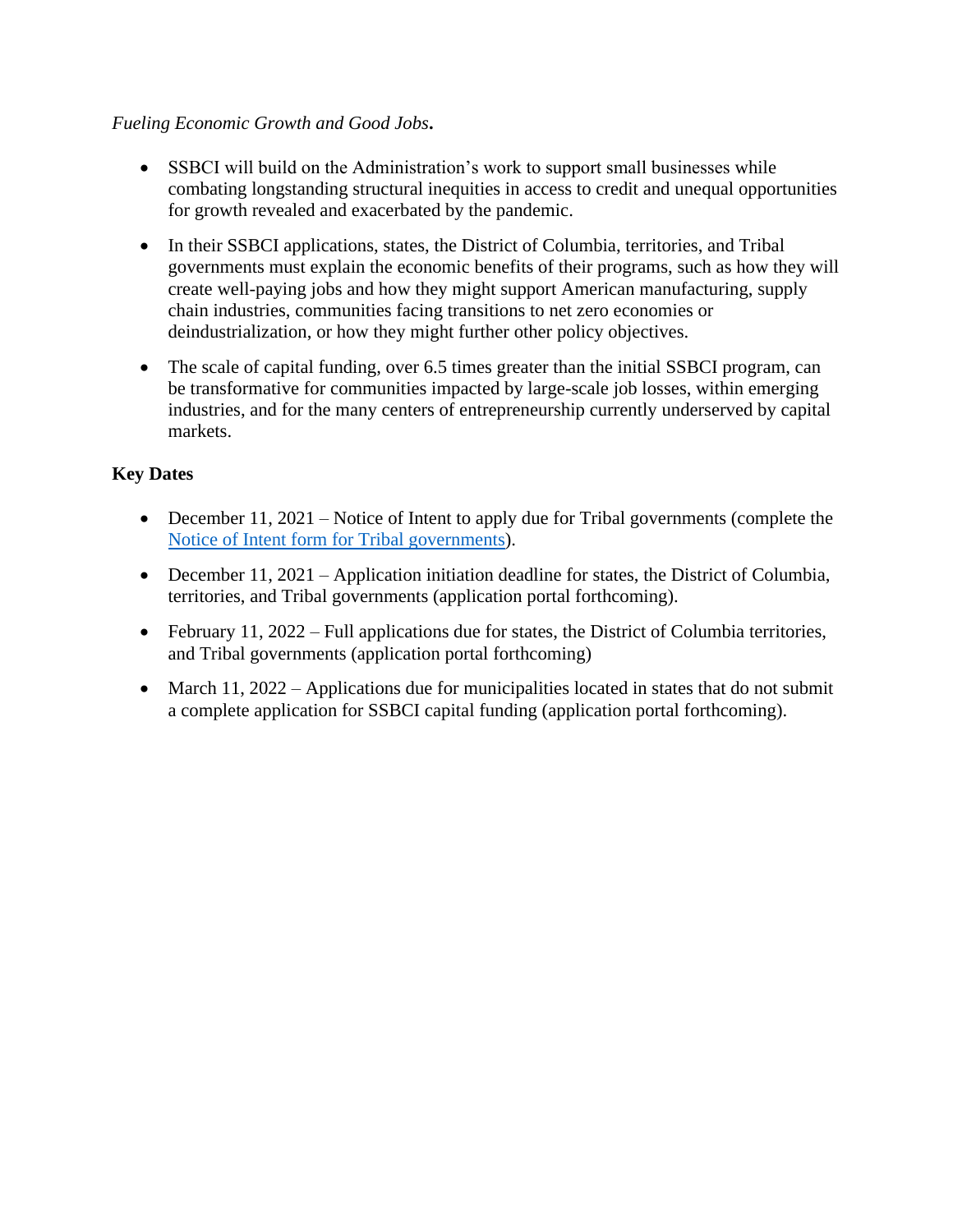*Fueling Economic Growth and Good Jobs***.**

- SSBCI will build on the Administration's work to support small businesses while combating longstanding structural inequities in access to credit and unequal opportunities for growth revealed and exacerbated by the pandemic.
- In their SSBCI applications, states, the District of Columbia, territories, and Tribal governments must explain the economic benefits of their programs, such as how they will create well-paying jobs and how they might support American manufacturing, supply chain industries, communities facing transitions to net zero economies or deindustrialization, or how they might further other policy objectives.
- The scale of capital funding, over 6.5 times greater than the initial SSBCI program, can be transformative for communities impacted by large-scale job losses, within emerging industries, and for the many centers of entrepreneurship currently underserved by capital markets.

**Key Dates**

- December 11, 2021 – Notice of Intent to apply due for Tribal governments (complete the Notice of Intent form for Tribal governments).
- December 11, 2021 – Application initiation deadline for states, the District of Columbia, territories, and Tribal governments (application portal forthcoming).
- February 11, 2022 – Full applications due for states, the District of Columbia territories, and Tribal governments (application portal forthcoming)
- March 11, 2022 – Applications due for municipalities located in states that do not submit a complete application for SSBCI capital funding (application portal forthcoming).